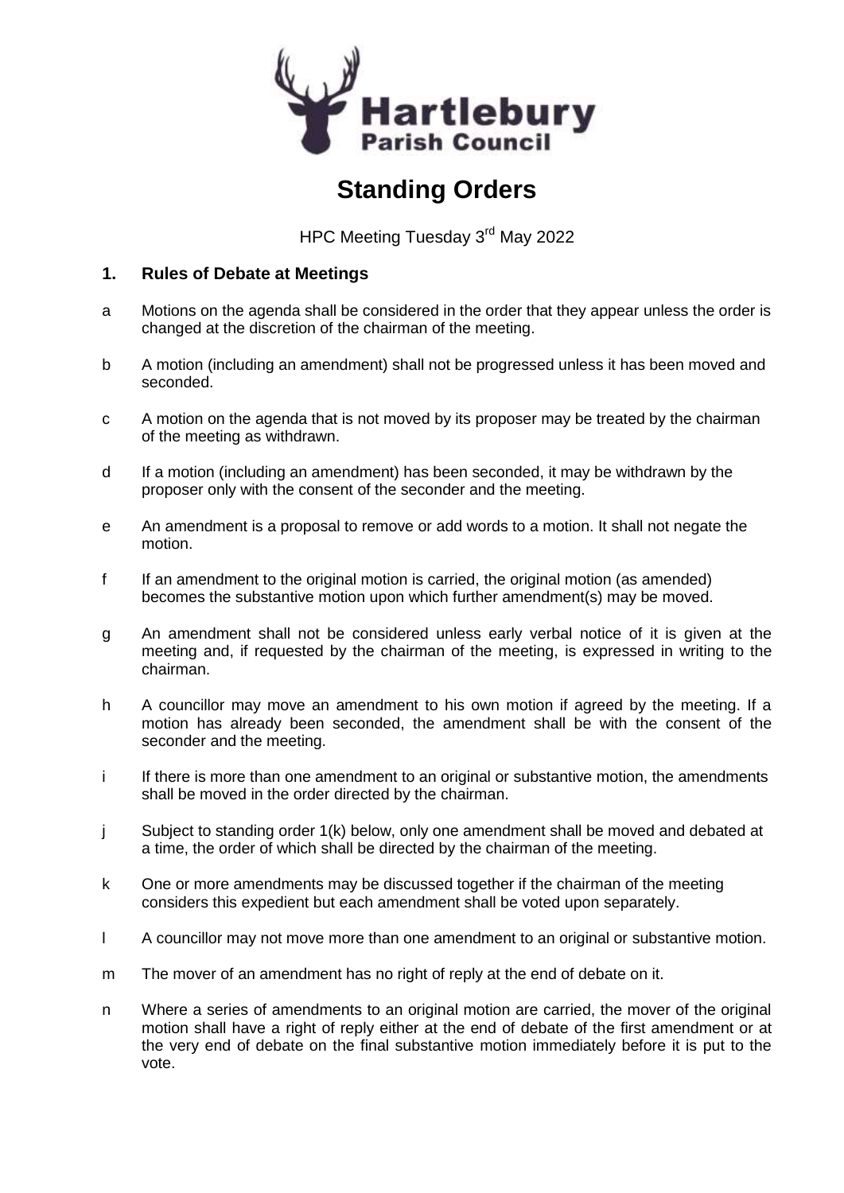Hartlebury Parish Council

# Standing Orders

HPC Meeting Tuesday 3rd May 2022

## 1. Rules of Debate at Meetings

a. Motions on the agenda shall be considered in the order that they appear unless the order is changed at the discretion of the chairman of the meeting.

b. A motion (including an amendment) shall not be progressed unless it has been moved and seconded.

c. A motion on the agenda that is not moved by its proposer may be treated by the chairman of the meeting as withdrawn.

d. If a motion (including an amendment) has been seconded, it may be withdrawn by the proposer only with the consent of the seconder and the meeting.

e. An amendment is a proposal to remove or add words to a motion. It shall not negate the motion.

f. If an amendment to the original motion is carried, the original motion (as amended) becomes the substantive motion upon which further amendment(s) may be moved.

g. An amendment shall not be considered unless early verbal notice of it is given at the meeting and, if requested by the chairman of the meeting, is expressed in writing to the chairman.

h. A councillor may move an amendment to his own motion if agreed by the meeting. If a motion has already been seconded, the amendment shall be with the consent of the seconder and the meeting.

i. If there is more than one amendment to an original or substantive motion, the amendments shall be moved in the order directed by the chairman.

j. Subject to standing order 1(k) below, only one amendment shall be moved and debated at a time, the order of which shall be directed by the chairman of the meeting.

k. One or more amendments may be discussed together if the chairman of the meeting considers this expedient but each amendment shall be voted upon separately.

l. A councillor may not move more than one amendment to an original or substantive motion.

m. The mover of an amendment has no right of reply at the end of debate on it.

n. Where a series of amendments to an original motion are carried, the mover of the original motion shall have a right of reply either at the end of debate of the first amendment or at the very end of debate on the final substantive motion immediately before it is put to the vote.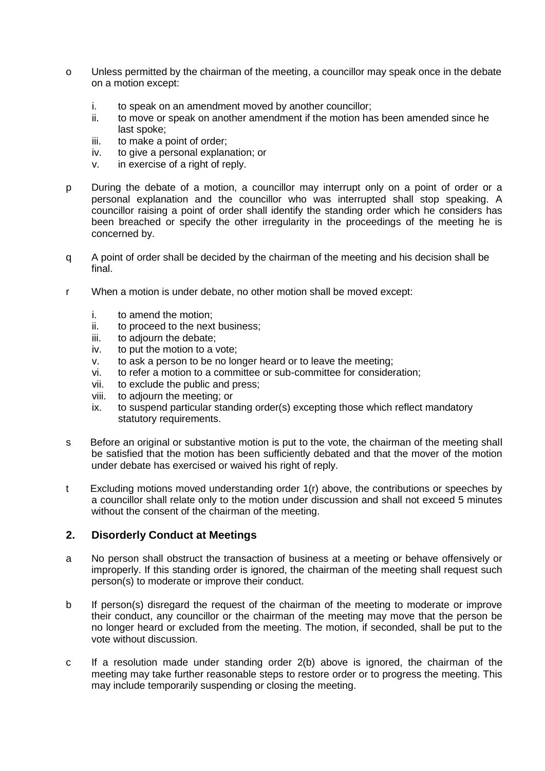o Unless permitted by the chairman of the meeting, a councillor may speak once in the debate on a motion except:

   i. to speak on an amendment moved by another councillor;
   ii. to move or speak on another amendment if the motion has been amended since he last spoke;
   iii. to make a point of order;
   iv. to give a personal explanation; or
   v. in exercise of a right of reply.

p During the debate of a motion, a councillor may interrupt only on a point of order or a personal explanation and the councillor who was interrupted shall stop speaking. A councillor raising a point of order shall identify the standing order which he considers has been breached or specify the other irregularity in the proceedings of the meeting he is concerned by.

q A point of order shall be decided by the chairman of the meeting and his decision shall be final.

r When a motion is under debate, no other motion shall be moved except:

   i. to amend the motion;
   ii. to proceed to the next business;
   iii. to adjourn the debate;
   iv. to put the motion to a vote;
   v. to ask a person to be no longer heard or to leave the meeting;
   vi. to refer a motion to a committee or sub-committee for consideration;
   vii. to exclude the public and press;
   viii. to adjourn the meeting; or
   ix. to suspend particular standing order(s) excepting those which reflect mandatory statutory requirements.

s Before an original or substantive motion is put to the vote, the chairman of the meeting shall be satisfied that the motion has been sufficiently debated and that the mover of the motion under debate has exercised or waived his right of reply.

t Excluding motions moved understanding order 1(r) above, the contributions or speeches by a councillor shall relate only to the motion under discussion and shall not exceed 5 minutes without the consent of the chairman of the meeting.

## 2. Disorderly Conduct at Meetings

a No person shall obstruct the transaction of business at a meeting or behave offensively or improperly. If this standing order is ignored, the chairman of the meeting shall request such person(s) to moderate or improve their conduct.

b If person(s) disregard the request of the chairman of the meeting to moderate or improve their conduct, any councillor or the chairman of the meeting may move that the person be no longer heard or excluded from the meeting. The motion, if seconded, shall be put to the vote without discussion.

c If a resolution made under standing order 2(b) above is ignored, the chairman of the meeting may take further reasonable steps to restore order or to progress the meeting. This may include temporarily suspending or closing the meeting.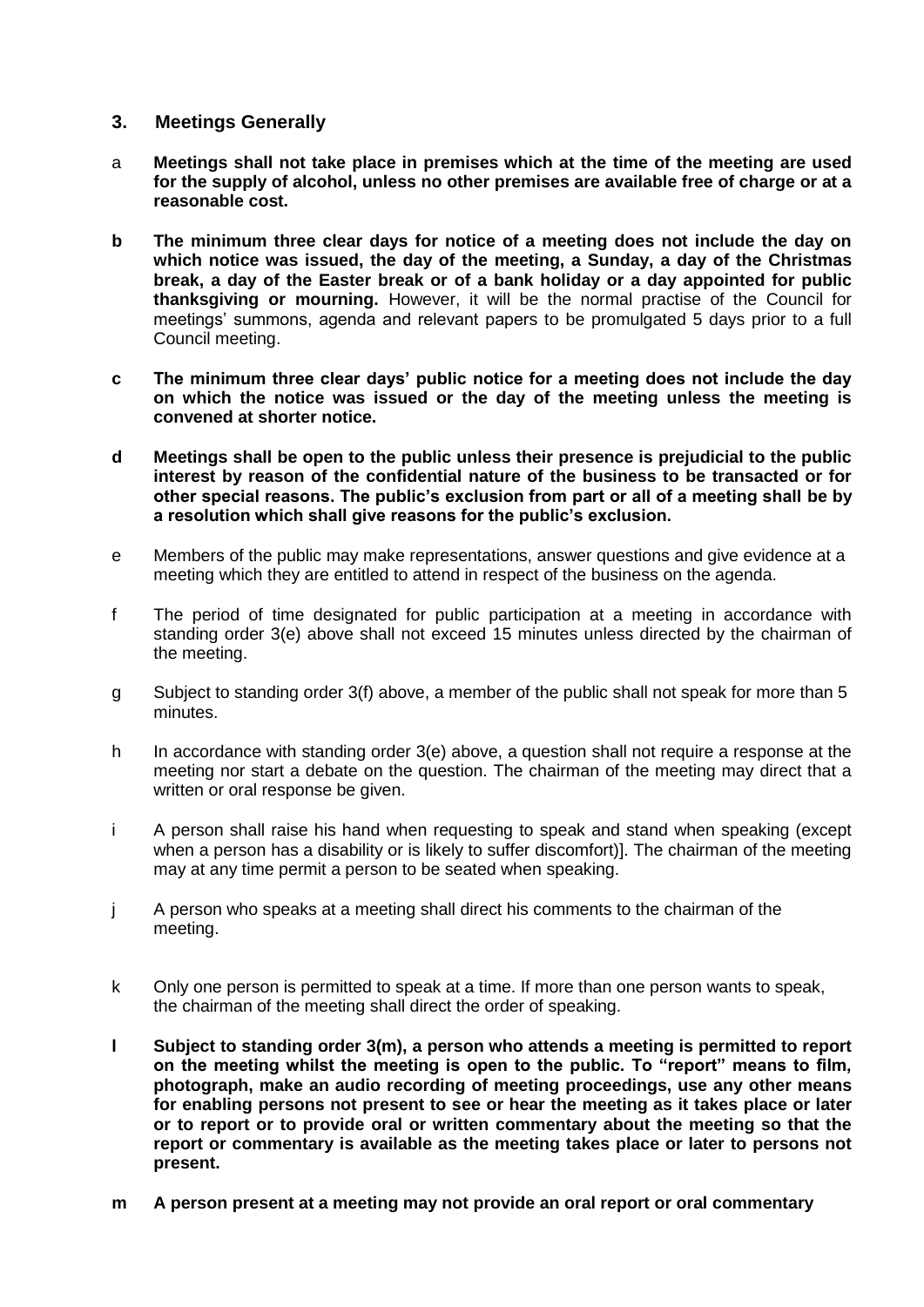## 3. Meetings Generally

a **Meetings shall not take place in premises which at the time of the meeting are used for the supply of alcohol, unless no other premises are available free of charge or at a reasonable cost.**

**b The minimum three clear days for notice of a meeting does not include the day on which notice was issued, the day of the meeting, a Sunday, a day of the Christmas break, a day of the Easter break or of a bank holiday or a day appointed for public thanksgiving or mourning.** However, it will be the normal practise of the Council for meetings' summons, agenda and relevant papers to be promulgated 5 days prior to a full Council meeting.

**c The minimum three clear days' public notice for a meeting does not include the day on which the notice was issued or the day of the meeting unless the meeting is convened at shorter notice.**

**d Meetings shall be open to the public unless their presence is prejudicial to the public interest by reason of the confidential nature of the business to be transacted or for other special reasons. The public's exclusion from part or all of a meeting shall be by a resolution which shall give reasons for the public's exclusion.**

e Members of the public may make representations, answer questions and give evidence at a meeting which they are entitled to attend in respect of the business on the agenda.

f The period of time designated for public participation at a meeting in accordance with standing order 3(e) above shall not exceed 15 minutes unless directed by the chairman of the meeting.

g Subject to standing order 3(f) above, a member of the public shall not speak for more than 5 minutes.

h In accordance with standing order 3(e) above, a question shall not require a response at the meeting nor start a debate on the question. The chairman of the meeting may direct that a written or oral response be given.

i A person shall raise his hand when requesting to speak and stand when speaking (except when a person has a disability or is likely to suffer discomfort)]. The chairman of the meeting may at any time permit a person to be seated when speaking.

j A person who speaks at a meeting shall direct his comments to the chairman of the meeting.

k Only one person is permitted to speak at a time. If more than one person wants to speak, the chairman of the meeting shall direct the order of speaking.

**l Subject to standing order 3(m), a person who attends a meeting is permitted to report on the meeting whilst the meeting is open to the public. To "report" means to film, photograph, make an audio recording of meeting proceedings, use any other means for enabling persons not present to see or hear the meeting as it takes place or later or to report or to provide oral or written commentary about the meeting so that the report or commentary is available as the meeting takes place or later to persons not present.**

**m A person present at a meeting may not provide an oral report or oral commentary**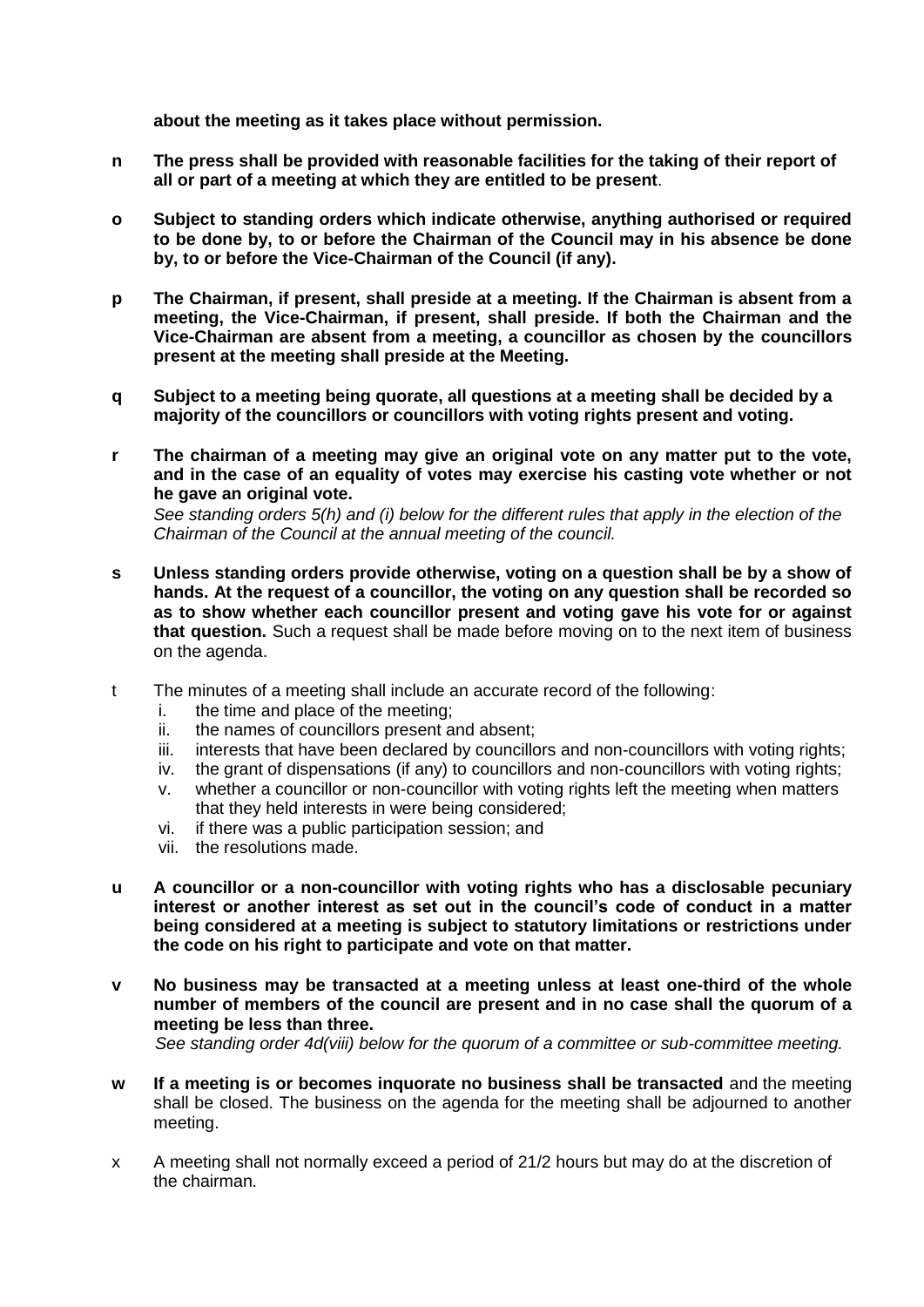**about the meeting as it takes place without permission.**

**n** **The press shall be provided with reasonable facilities for the taking of their report of all or part of a meeting at which they are entitled to be present**.

**o** **Subject to standing orders which indicate otherwise, anything authorised or required to be done by, to or before the Chairman of the Council may in his absence be done by, to or before the Vice-Chairman of the Council (if any).**

**p** **The Chairman, if present, shall preside at a meeting. If the Chairman is absent from a meeting, the Vice-Chairman, if present, shall preside. If both the Chairman and the Vice-Chairman are absent from a meeting, a councillor as chosen by the councillors present at the meeting shall preside at the Meeting.**

**q** **Subject to a meeting being quorate, all questions at a meeting shall be decided by a majority of the councillors or councillors with voting rights present and voting.**

**r** **The chairman of a meeting may give an original vote on any matter put to the vote, and in the case of an equality of votes may exercise his casting vote whether or not he gave an original vote.**
*See standing orders 5(h) and (i) below for the different rules that apply in the election of the Chairman of the Council at the annual meeting of the council.*

**s** **Unless standing orders provide otherwise, voting on a question shall be by a show of hands. At the request of a councillor, the voting on any question shall be recorded so as to show whether each councillor present and voting gave his vote for or against that question.** Such a request shall be made before moving on to the next item of business on the agenda.

t The minutes of a meeting shall include an accurate record of the following:
 i. the time and place of the meeting;
 ii. the names of councillors present and absent;
 iii. interests that have been declared by councillors and non-councillors with voting rights;
 iv. the grant of dispensations (if any) to councillors and non-councillors with voting rights;
 v. whether a councillor or non-councillor with voting rights left the meeting when matters that they held interests in were being considered;
 vi. if there was a public participation session; and
 vii. the resolutions made.

**u** **A councillor or a non-councillor with voting rights who has a disclosable pecuniary interest or another interest as set out in the council's code of conduct in a matter being considered at a meeting is subject to statutory limitations or restrictions under the code on his right to participate and vote on that matter.**

**v** **No business may be transacted at a meeting unless at least one-third of the whole number of members of the council are present and in no case shall the quorum of a meeting be less than three.**
*See standing order 4d(viii) below for the quorum of a committee or sub-committee meeting.*

**w** **If a meeting is or becomes inquorate no business shall be transacted** and the meeting shall be closed. The business on the agenda for the meeting shall be adjourned to another meeting.

x A meeting shall not normally exceed a period of 21/2 hours but may do at the discretion of the chairman.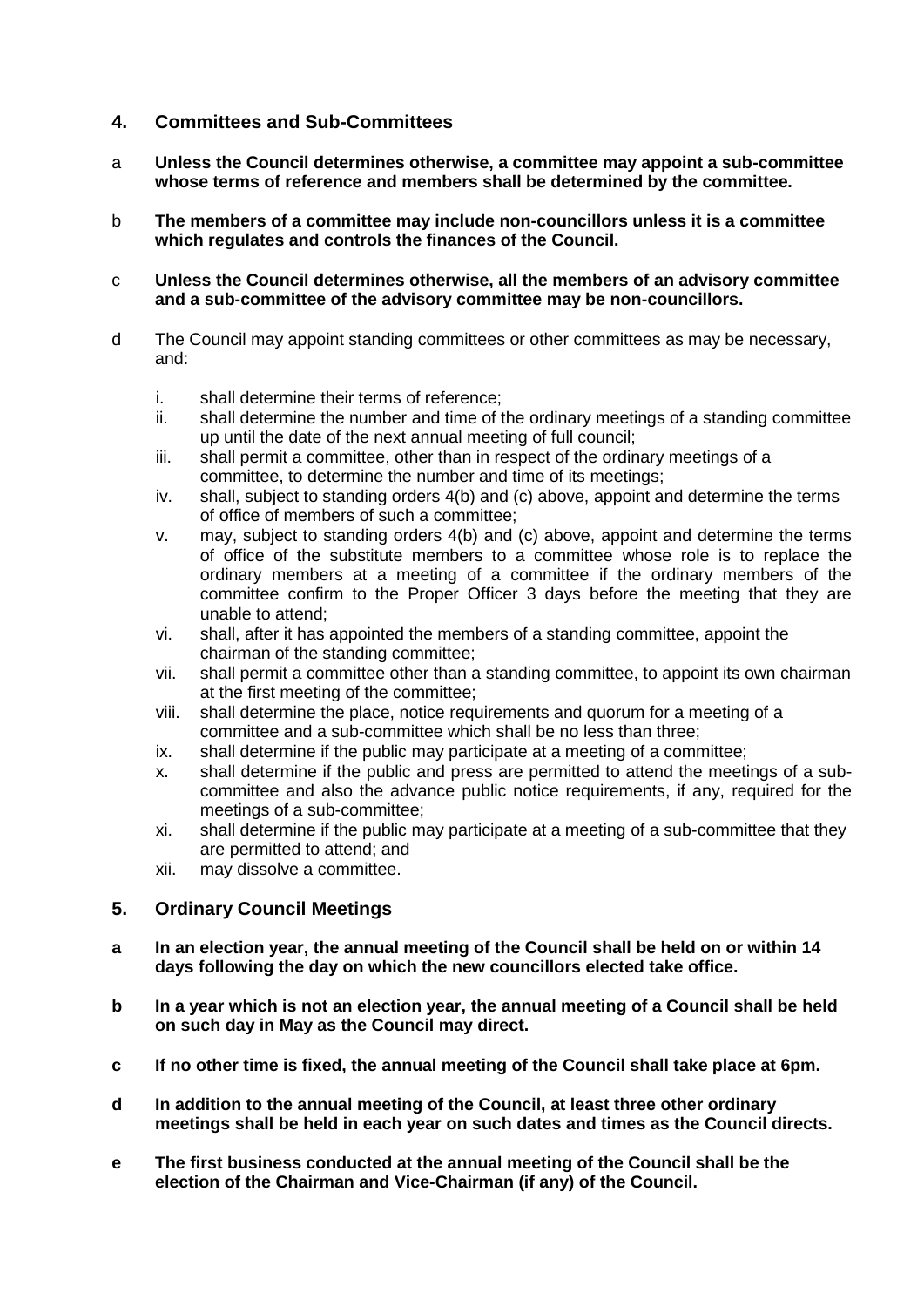## 4. Committees and Sub-Committees

a **Unless the Council determines otherwise, a committee may appoint a sub-committee whose terms of reference and members shall be determined by the committee.**

b **The members of a committee may include non-councillors unless it is a committee which regulates and controls the finances of the Council.**

c **Unless the Council determines otherwise, all the members of an advisory committee and a sub-committee of the advisory committee may be non-councillors.**

d The Council may appoint standing committees or other committees as may be necessary, and:

i. shall determine their terms of reference;
ii. shall determine the number and time of the ordinary meetings of a standing committee up until the date of the next annual meeting of full council;
iii. shall permit a committee, other than in respect of the ordinary meetings of a committee, to determine the number and time of its meetings;
iv. shall, subject to standing orders 4(b) and (c) above, appoint and determine the terms of office of members of such a committee;
v. may, subject to standing orders 4(b) and (c) above, appoint and determine the terms of office of the substitute members to a committee whose role is to replace the ordinary members at a meeting of a committee if the ordinary members of the committee confirm to the Proper Officer 3 days before the meeting that they are unable to attend;
vi. shall, after it has appointed the members of a standing committee, appoint the chairman of the standing committee;
vii. shall permit a committee other than a standing committee, to appoint its own chairman at the first meeting of the committee;
viii. shall determine the place, notice requirements and quorum for a meeting of a committee and a sub-committee which shall be no less than three;
ix. shall determine if the public may participate at a meeting of a committee;
x. shall determine if the public and press are permitted to attend the meetings of a sub-committee and also the advance public notice requirements, if any, required for the meetings of a sub-committee;
xi. shall determine if the public may participate at a meeting of a sub-committee that they are permitted to attend; and
xii. may dissolve a committee.

## 5. Ordinary Council Meetings

**a In an election year, the annual meeting of the Council shall be held on or within 14 days following the day on which the new councillors elected take office.**

**b In a year which is not an election year, the annual meeting of a Council shall be held on such day in May as the Council may direct.**

**c If no other time is fixed, the annual meeting of the Council shall take place at 6pm.**

**d In addition to the annual meeting of the Council, at least three other ordinary meetings shall be held in each year on such dates and times as the Council directs.**

**e The first business conducted at the annual meeting of the Council shall be the election of the Chairman and Vice-Chairman (if any) of the Council.**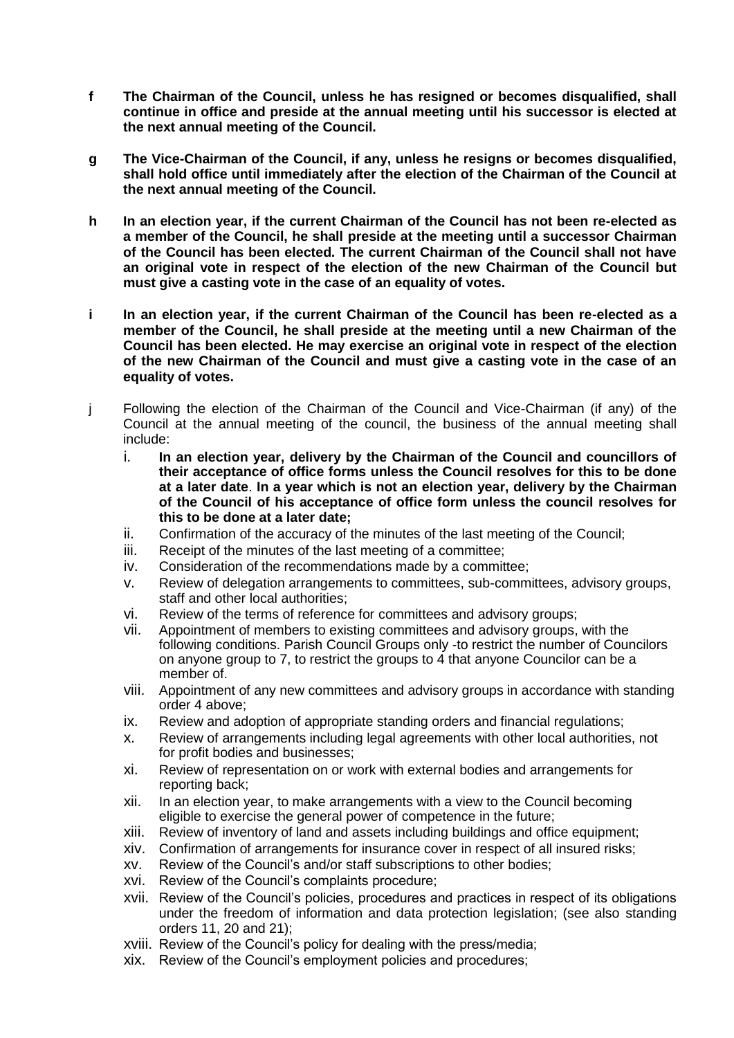**f The Chairman of the Council, unless he has resigned or becomes disqualified, shall continue in office and preside at the annual meeting until his successor is elected at the next annual meeting of the Council.**

**g The Vice-Chairman of the Council, if any, unless he resigns or becomes disqualified, shall hold office until immediately after the election of the Chairman of the Council at the next annual meeting of the Council.**

**h In an election year, if the current Chairman of the Council has not been re-elected as a member of the Council, he shall preside at the meeting until a successor Chairman of the Council has been elected. The current Chairman of the Council shall not have an original vote in respect of the election of the new Chairman of the Council but must give a casting vote in the case of an equality of votes.**

**i In an election year, if the current Chairman of the Council has been re-elected as a member of the Council, he shall preside at the meeting until a new Chairman of the Council has been elected. He may exercise an original vote in respect of the election of the new Chairman of the Council and must give a casting vote in the case of an equality of votes.**

j Following the election of the Chairman of the Council and Vice-Chairman (if any) of the Council at the annual meeting of the council, the business of the annual meeting shall include:

i. **In an election year, delivery by the Chairman of the Council and councillors of their acceptance of office forms unless the Council resolves for this to be done at a later date**. **In a year which is not an election year, delivery by the Chairman of the Council of his acceptance of office form unless the council resolves for this to be done at a later date;**
ii. Confirmation of the accuracy of the minutes of the last meeting of the Council;
iii. Receipt of the minutes of the last meeting of a committee;
iv. Consideration of the recommendations made by a committee;
v. Review of delegation arrangements to committees, sub-committees, advisory groups, staff and other local authorities;
vi. Review of the terms of reference for committees and advisory groups;
vii. Appointment of members to existing committees and advisory groups, with the following conditions. Parish Council Groups only -to restrict the number of Councilors on anyone group to 7, to restrict the groups to 4 that anyone Councilor can be a member of.
viii. Appointment of any new committees and advisory groups in accordance with standing order 4 above;
ix. Review and adoption of appropriate standing orders and financial regulations;
x. Review of arrangements including legal agreements with other local authorities, not for profit bodies and businesses;
xi. Review of representation on or work with external bodies and arrangements for reporting back;
xii. In an election year, to make arrangements with a view to the Council becoming eligible to exercise the general power of competence in the future;
xiii. Review of inventory of land and assets including buildings and office equipment;
xiv. Confirmation of arrangements for insurance cover in respect of all insured risks;
xv. Review of the Council's and/or staff subscriptions to other bodies;
xvi. Review of the Council's complaints procedure;
xvii. Review of the Council's policies, procedures and practices in respect of its obligations under the freedom of information and data protection legislation; (see also standing orders 11, 20 and 21);
xviii. Review of the Council's policy for dealing with the press/media;
xix. Review of the Council's employment policies and procedures;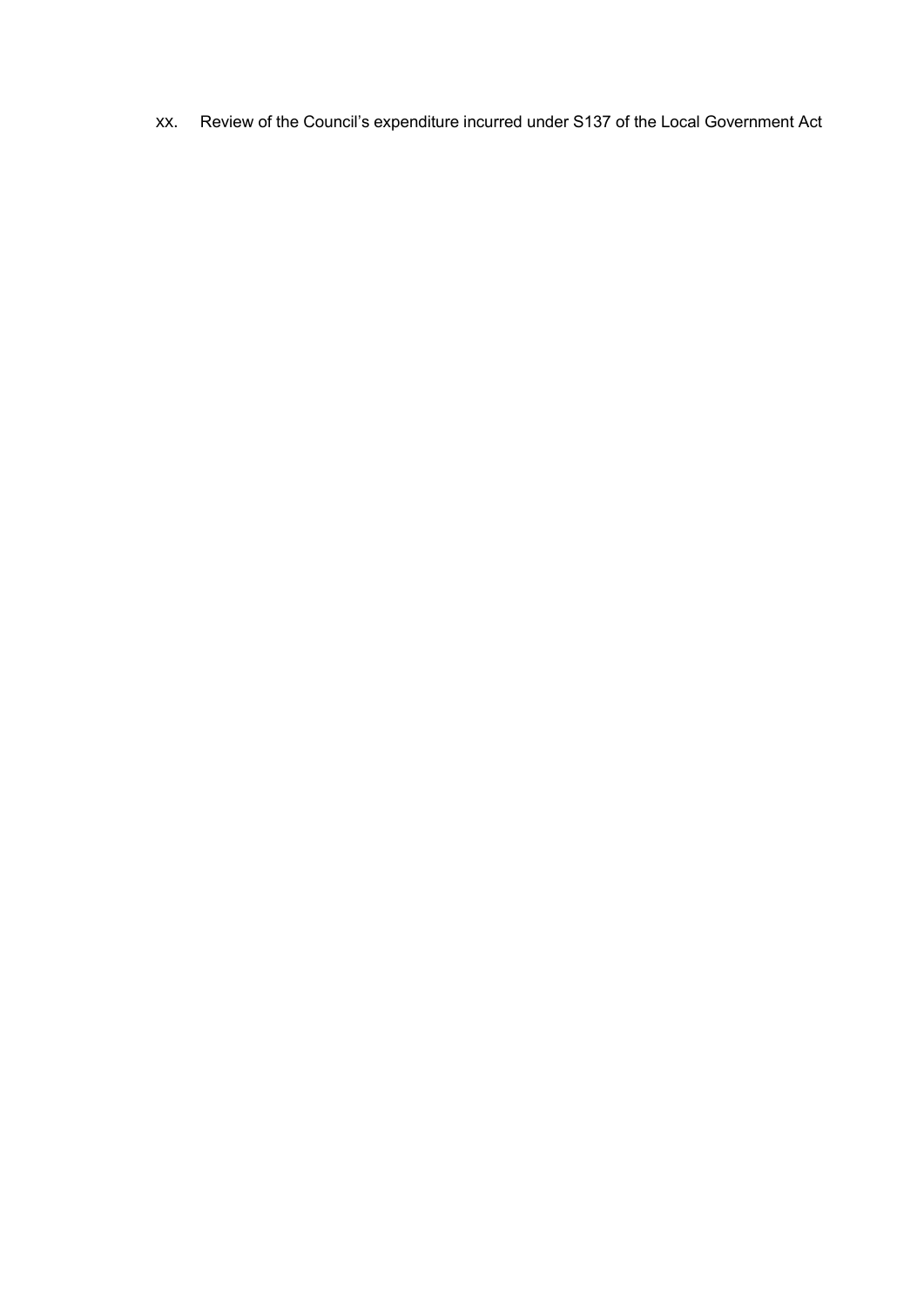xx. Review of the Council's expenditure incurred under S137 of the Local Government Act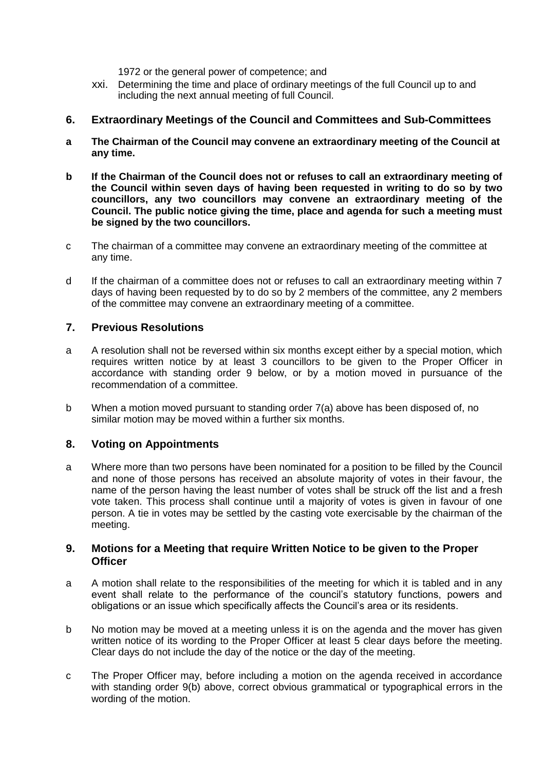1972 or the general power of competence; and

xxi. Determining the time and place of ordinary meetings of the full Council up to and including the next annual meeting of full Council.

## 6. Extraordinary Meetings of the Council and Committees and Sub-Committees

**a The Chairman of the Council may convene an extraordinary meeting of the Council at any time.**

**b If the Chairman of the Council does not or refuses to call an extraordinary meeting of the Council within seven days of having been requested in writing to do so by two councillors, any two councillors may convene an extraordinary meeting of the Council. The public notice giving the time, place and agenda for such a meeting must be signed by the two councillors.**

c The chairman of a committee may convene an extraordinary meeting of the committee at any time.

d If the chairman of a committee does not or refuses to call an extraordinary meeting within 7 days of having been requested by to do so by 2 members of the committee, any 2 members of the committee may convene an extraordinary meeting of a committee.

## 7. Previous Resolutions

a A resolution shall not be reversed within six months except either by a special motion, which requires written notice by at least 3 councillors to be given to the Proper Officer in accordance with standing order 9 below, or by a motion moved in pursuance of the recommendation of a committee.

b When a motion moved pursuant to standing order 7(a) above has been disposed of, no similar motion may be moved within a further six months.

## 8. Voting on Appointments

a Where more than two persons have been nominated for a position to be filled by the Council and none of those persons has received an absolute majority of votes in their favour, the name of the person having the least number of votes shall be struck off the list and a fresh vote taken. This process shall continue until a majority of votes is given in favour of one person. A tie in votes may be settled by the casting vote exercisable by the chairman of the meeting.

## 9. Motions for a Meeting that require Written Notice to be given to the Proper Officer

a A motion shall relate to the responsibilities of the meeting for which it is tabled and in any event shall relate to the performance of the council's statutory functions, powers and obligations or an issue which specifically affects the Council's area or its residents.

b No motion may be moved at a meeting unless it is on the agenda and the mover has given written notice of its wording to the Proper Officer at least 5 clear days before the meeting. Clear days do not include the day of the notice or the day of the meeting.

c The Proper Officer may, before including a motion on the agenda received in accordance with standing order 9(b) above, correct obvious grammatical or typographical errors in the wording of the motion.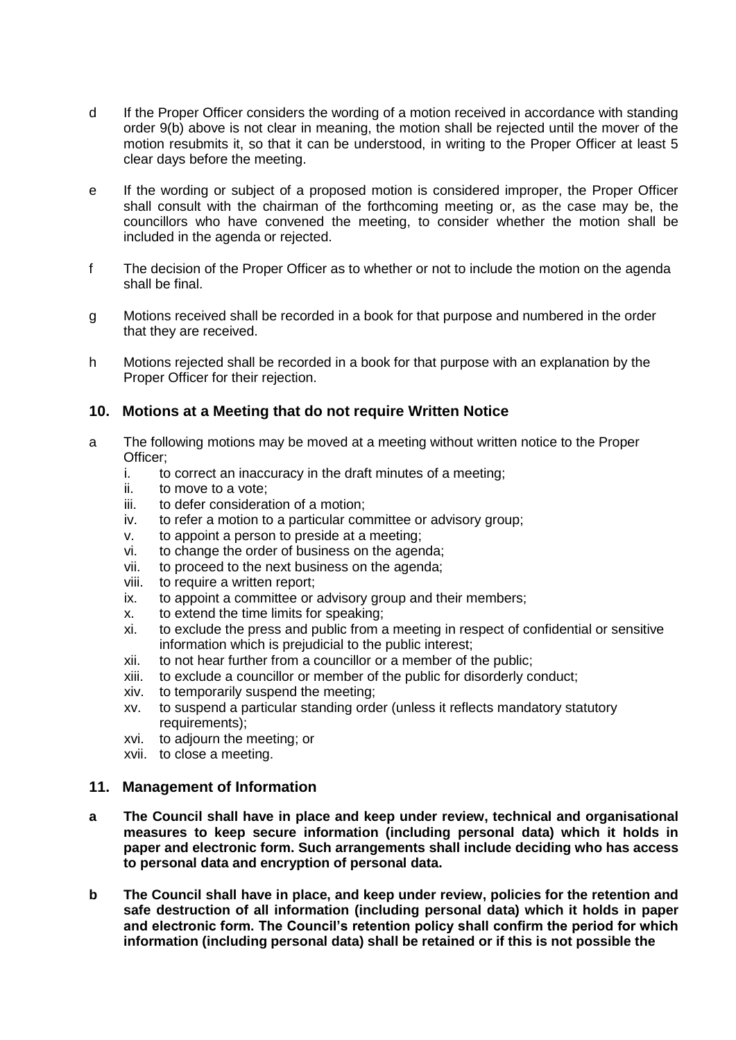d  If the Proper Officer considers the wording of a motion received in accordance with standing order 9(b) above is not clear in meaning, the motion shall be rejected until the mover of the motion resubmits it, so that it can be understood, in writing to the Proper Officer at least 5 clear days before the meeting.

e  If the wording or subject of a proposed motion is considered improper, the Proper Officer shall consult with the chairman of the forthcoming meeting or, as the case may be, the councillors who have convened the meeting, to consider whether the motion shall be included in the agenda or rejected.

f  The decision of the Proper Officer as to whether or not to include the motion on the agenda shall be final.

g  Motions received shall be recorded in a book for that purpose and numbered in the order that they are received.

h  Motions rejected shall be recorded in a book for that purpose with an explanation by the Proper Officer for their rejection.

## 10. Motions at a Meeting that do not require Written Notice

a  The following motions may be moved at a meeting without written notice to the Proper Officer;

- i. to correct an inaccuracy in the draft minutes of a meeting;
- ii. to move to a vote;
- iii. to defer consideration of a motion;
- iv. to refer a motion to a particular committee or advisory group;
- v. to appoint a person to preside at a meeting;
- vi. to change the order of business on the agenda;
- vii. to proceed to the next business on the agenda;
- viii. to require a written report;
- ix. to appoint a committee or advisory group and their members;
- x. to extend the time limits for speaking;
- xi. to exclude the press and public from a meeting in respect of confidential or sensitive information which is prejudicial to the public interest;
- xii. to not hear further from a councillor or a member of the public;
- xiii. to exclude a councillor or member of the public for disorderly conduct;
- xiv. to temporarily suspend the meeting;
- xv. to suspend a particular standing order (unless it reflects mandatory statutory requirements);
- xvi. to adjourn the meeting; or
- xvii. to close a meeting.

## 11. Management of Information

**a  The Council shall have in place and keep under review, technical and organisational measures to keep secure information (including personal data) which it holds in paper and electronic form. Such arrangements shall include deciding who has access to personal data and encryption of personal data.**

**b  The Council shall have in place, and keep under review, policies for the retention and safe destruction of all information (including personal data) which it holds in paper and electronic form. The Council's retention policy shall confirm the period for which information (including personal data) shall be retained or if this is not possible the**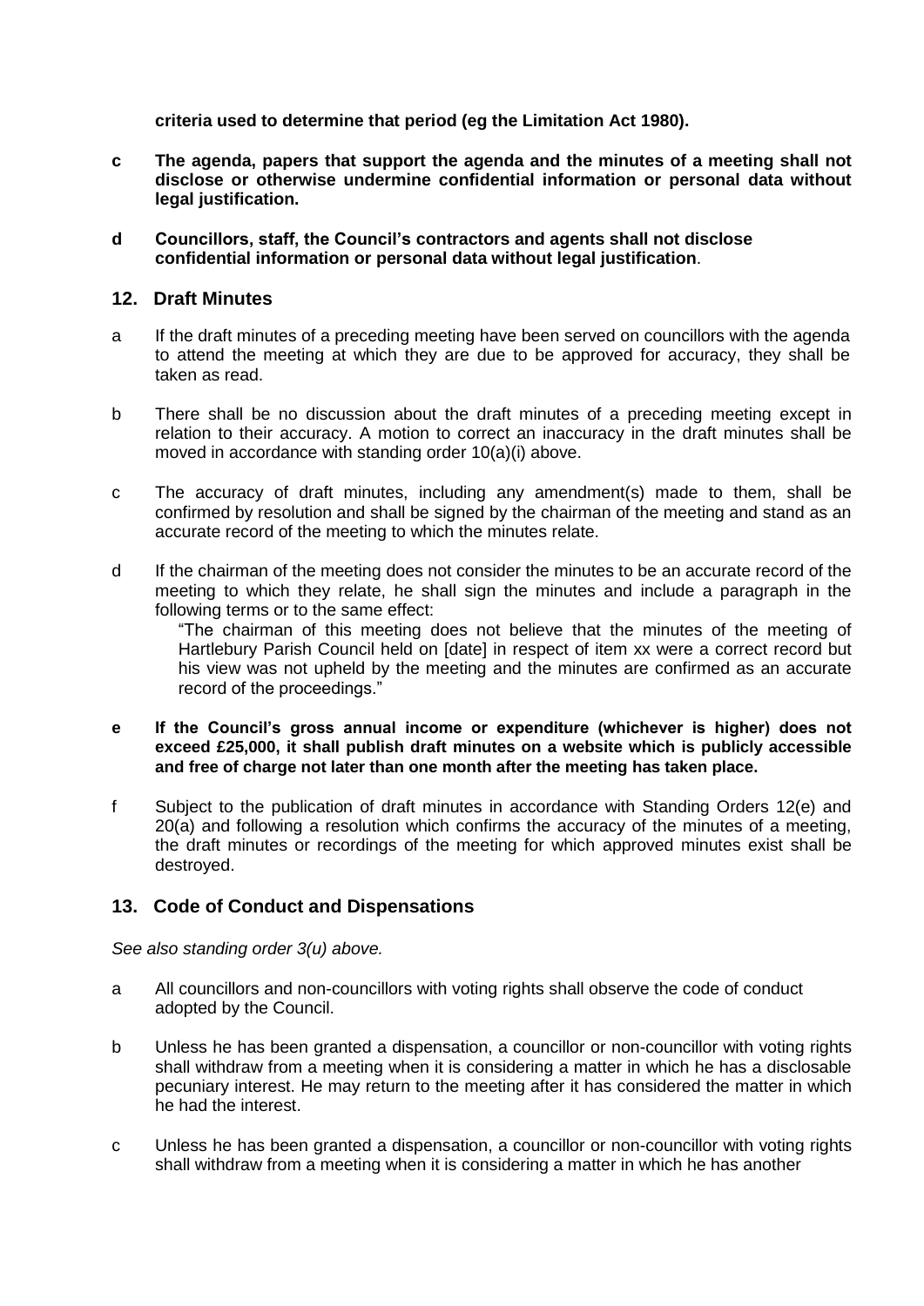**criteria used to determine that period (eg the Limitation Act 1980).**

**c The agenda, papers that support the agenda and the minutes of a meeting shall not disclose or otherwise undermine confidential information or personal data without legal justification.**

**d Councillors, staff, the Council's contractors and agents shall not disclose confidential information or personal data without legal justification**.

## 12. Draft Minutes

a If the draft minutes of a preceding meeting have been served on councillors with the agenda to attend the meeting at which they are due to be approved for accuracy, they shall be taken as read.

b There shall be no discussion about the draft minutes of a preceding meeting except in relation to their accuracy. A motion to correct an inaccuracy in the draft minutes shall be moved in accordance with standing order 10(a)(i) above.

c The accuracy of draft minutes, including any amendment(s) made to them, shall be confirmed by resolution and shall be signed by the chairman of the meeting and stand as an accurate record of the meeting to which the minutes relate.

d If the chairman of the meeting does not consider the minutes to be an accurate record of the meeting to which they relate, he shall sign the minutes and include a paragraph in the following terms or to the same effect:

"The chairman of this meeting does not believe that the minutes of the meeting of Hartlebury Parish Council held on [date] in respect of item xx were a correct record but his view was not upheld by the meeting and the minutes are confirmed as an accurate record of the proceedings."

**e If the Council's gross annual income or expenditure (whichever is higher) does not exceed £25,000, it shall publish draft minutes on a website which is publicly accessible and free of charge not later than one month after the meeting has taken place.**

f Subject to the publication of draft minutes in accordance with Standing Orders 12(e) and 20(a) and following a resolution which confirms the accuracy of the minutes of a meeting, the draft minutes or recordings of the meeting for which approved minutes exist shall be destroyed.

## 13. Code of Conduct and Dispensations

*See also standing order 3(u) above.*

a All councillors and non-councillors with voting rights shall observe the code of conduct adopted by the Council.

b Unless he has been granted a dispensation, a councillor or non-councillor with voting rights shall withdraw from a meeting when it is considering a matter in which he has a disclosable pecuniary interest. He may return to the meeting after it has considered the matter in which he had the interest.

c Unless he has been granted a dispensation, a councillor or non-councillor with voting rights shall withdraw from a meeting when it is considering a matter in which he has another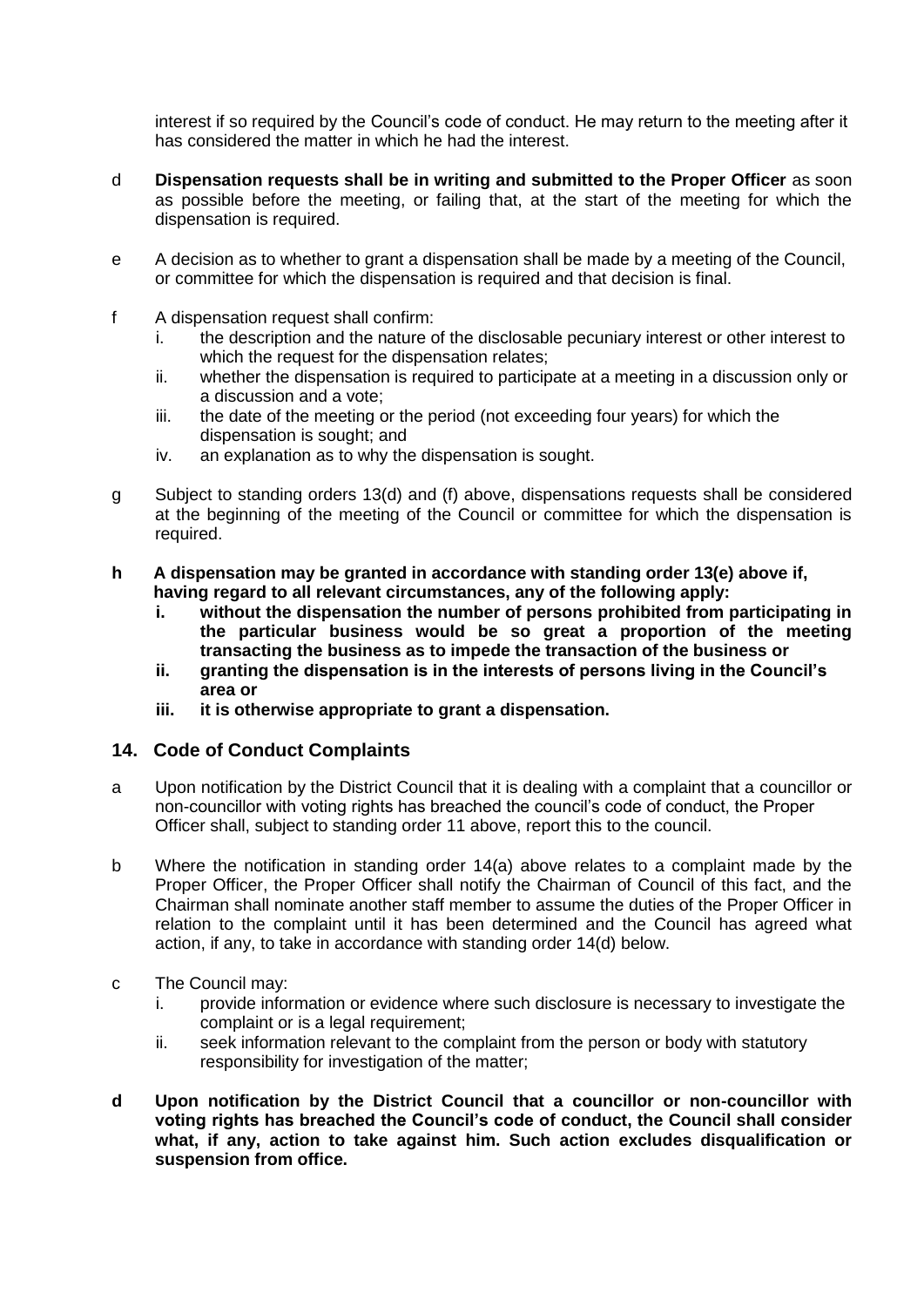interest if so required by the Council's code of conduct. He may return to the meeting after it has considered the matter in which he had the interest.

d **Dispensation requests shall be in writing and submitted to the Proper Officer** as soon as possible before the meeting, or failing that, at the start of the meeting for which the dispensation is required.

e A decision as to whether to grant a dispensation shall be made by a meeting of the Council, or committee for which the dispensation is required and that decision is final.

f A dispensation request shall confirm:
   i. the description and the nature of the disclosable pecuniary interest or other interest to which the request for the dispensation relates;
   ii. whether the dispensation is required to participate at a meeting in a discussion only or a discussion and a vote;
   iii. the date of the meeting or the period (not exceeding four years) for which the dispensation is sought; and
   iv. an explanation as to why the dispensation is sought.

g Subject to standing orders 13(d) and (f) above, dispensations requests shall be considered at the beginning of the meeting of the Council or committee for which the dispensation is required.

**h A dispensation may be granted in accordance with standing order 13(e) above if, having regard to all relevant circumstances, any of the following apply:**
   **i. without the dispensation the number of persons prohibited from participating in the particular business would be so great a proportion of the meeting transacting the business as to impede the transaction of the business or**
   **ii. granting the dispensation is in the interests of persons living in the Council's area or**
   **iii. it is otherwise appropriate to grant a dispensation.**

## 14. Code of Conduct Complaints

a Upon notification by the District Council that it is dealing with a complaint that a councillor or non-councillor with voting rights has breached the council's code of conduct, the Proper Officer shall, subject to standing order 11 above, report this to the council.

b Where the notification in standing order 14(a) above relates to a complaint made by the Proper Officer, the Proper Officer shall notify the Chairman of Council of this fact, and the Chairman shall nominate another staff member to assume the duties of the Proper Officer in relation to the complaint until it has been determined and the Council has agreed what action, if any, to take in accordance with standing order 14(d) below.

c The Council may:
   i. provide information or evidence where such disclosure is necessary to investigate the complaint or is a legal requirement;
   ii. seek information relevant to the complaint from the person or body with statutory responsibility for investigation of the matter;

**d Upon notification by the District Council that a councillor or non-councillor with voting rights has breached the Council's code of conduct, the Council shall consider what, if any, action to take against him. Such action excludes disqualification or suspension from office.**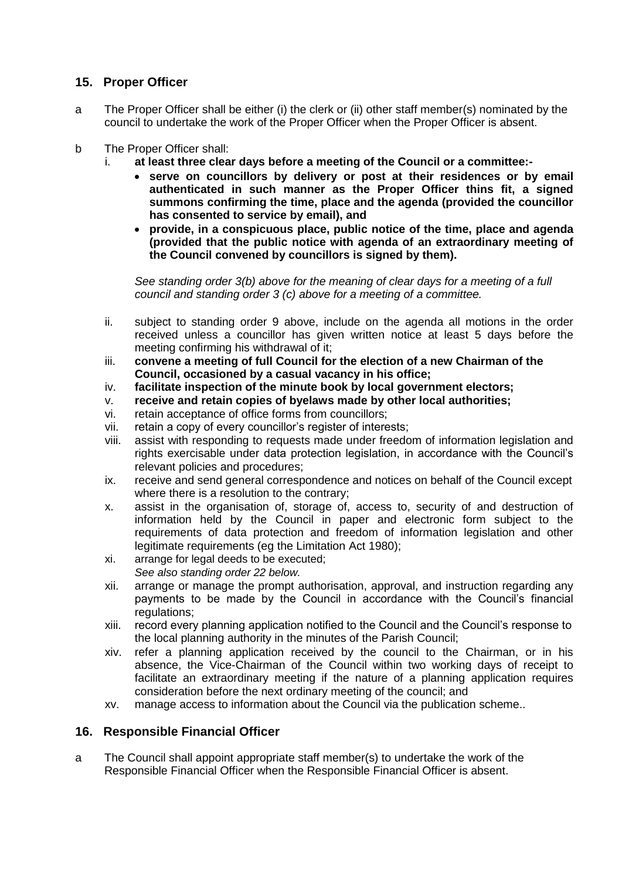## 15. Proper Officer

a  The Proper Officer shall be either (i) the clerk or (ii) other staff member(s) nominated by the council to undertake the work of the Proper Officer when the Proper Officer is absent.

b  The Proper Officer shall:

  i. **at least three clear days before a meeting of the Council or a committee:-**
     - **serve on councillors by delivery or post at their residences or by email authenticated in such manner as the Proper Officer thins fit, a signed summons confirming the time, place and the agenda (provided the councillor has consented to service by email), and**
     - **provide, in a conspicuous place, public notice of the time, place and agenda (provided that the public notice with agenda of an extraordinary meeting of the Council convened by councillors is signed by them).**

     *See standing order 3(b) above for the meaning of clear days for a meeting of a full council and standing order 3 (c) above for a meeting of a committee.*

  ii. subject to standing order 9 above, include on the agenda all motions in the order received unless a councillor has given written notice at least 5 days before the meeting confirming his withdrawal of it;
  iii. **convene a meeting of full Council for the election of a new Chairman of the Council, occasioned by a casual vacancy in his office;**
  iv. **facilitate inspection of the minute book by local government electors;**
  v. **receive and retain copies of byelaws made by other local authorities;**
  vi. retain acceptance of office forms from councillors;
  vii. retain a copy of every councillor's register of interests;
  viii. assist with responding to requests made under freedom of information legislation and rights exercisable under data protection legislation, in accordance with the Council's relevant policies and procedures;
  ix. receive and send general correspondence and notices on behalf of the Council except where there is a resolution to the contrary;
  x. assist in the organisation of, storage of, access to, security of and destruction of information held by the Council in paper and electronic form subject to the requirements of data protection and freedom of information legislation and other legitimate requirements (eg the Limitation Act 1980);
  xi. arrange for legal deeds to be executed;
     *See also standing order 22 below.*
  xii. arrange or manage the prompt authorisation, approval, and instruction regarding any payments to be made by the Council in accordance with the Council's financial regulations;
  xiii. record every planning application notified to the Council and the Council's response to the local planning authority in the minutes of the Parish Council;
  xiv. refer a planning application received by the council to the Chairman, or in his absence, the Vice-Chairman of the Council within two working days of receipt to facilitate an extraordinary meeting if the nature of a planning application requires consideration before the next ordinary meeting of the council; and
  xv. manage access to information about the Council via the publication scheme..

## 16. Responsible Financial Officer

a  The Council shall appoint appropriate staff member(s) to undertake the work of the Responsible Financial Officer when the Responsible Financial Officer is absent.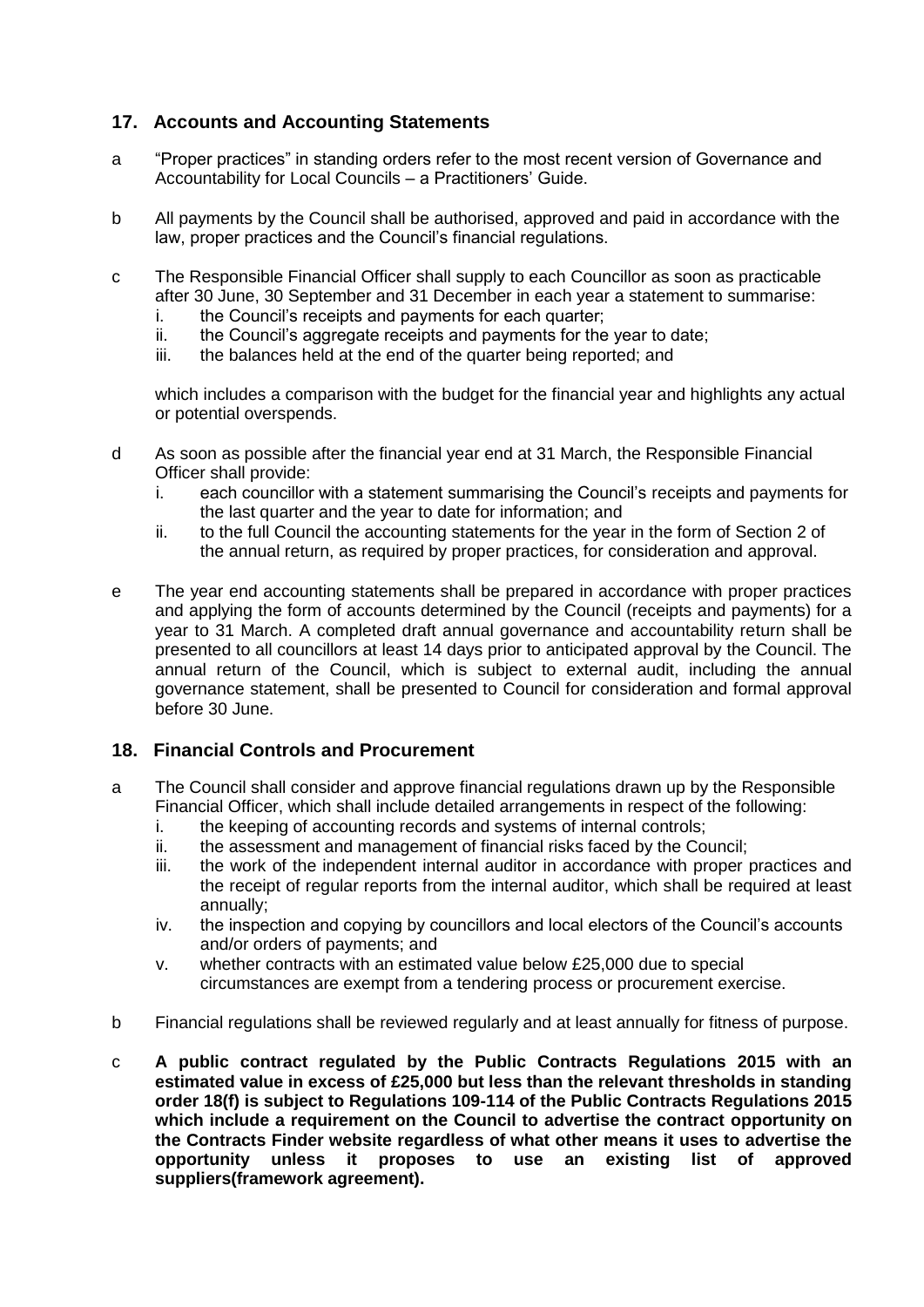## 17. Accounts and Accounting Statements

a "Proper practices" in standing orders refer to the most recent version of Governance and Accountability for Local Councils – a Practitioners' Guide.

b All payments by the Council shall be authorised, approved and paid in accordance with the law, proper practices and the Council's financial regulations.

c The Responsible Financial Officer shall supply to each Councillor as soon as practicable after 30 June, 30 September and 31 December in each year a statement to summarise:

   i. the Council's receipts and payments for each quarter;
   ii. the Council's aggregate receipts and payments for the year to date;
   iii. the balances held at the end of the quarter being reported; and

   which includes a comparison with the budget for the financial year and highlights any actual or potential overspends.

d As soon as possible after the financial year end at 31 March, the Responsible Financial Officer shall provide:

   i. each councillor with a statement summarising the Council's receipts and payments for the last quarter and the year to date for information; and
   ii. to the full Council the accounting statements for the year in the form of Section 2 of the annual return, as required by proper practices, for consideration and approval.

e The year end accounting statements shall be prepared in accordance with proper practices and applying the form of accounts determined by the Council (receipts and payments) for a year to 31 March. A completed draft annual governance and accountability return shall be presented to all councillors at least 14 days prior to anticipated approval by the Council. The annual return of the Council, which is subject to external audit, including the annual governance statement, shall be presented to Council for consideration and formal approval before 30 June.

## 18. Financial Controls and Procurement

a The Council shall consider and approve financial regulations drawn up by the Responsible Financial Officer, which shall include detailed arrangements in respect of the following:

   i. the keeping of accounting records and systems of internal controls;
   ii. the assessment and management of financial risks faced by the Council;
   iii. the work of the independent internal auditor in accordance with proper practices and the receipt of regular reports from the internal auditor, which shall be required at least annually;
   iv. the inspection and copying by councillors and local electors of the Council's accounts and/or orders of payments; and
   v. whether contracts with an estimated value below £25,000 due to special circumstances are exempt from a tendering process or procurement exercise.

b Financial regulations shall be reviewed regularly and at least annually for fitness of purpose.

c **A public contract regulated by the Public Contracts Regulations 2015 with an estimated value in excess of £25,000 but less than the relevant thresholds in standing order 18(f) is subject to Regulations 109-114 of the Public Contracts Regulations 2015 which include a requirement on the Council to advertise the contract opportunity on the Contracts Finder website regardless of what other means it uses to advertise the opportunity unless it proposes to use an existing list of approved suppliers(framework agreement).**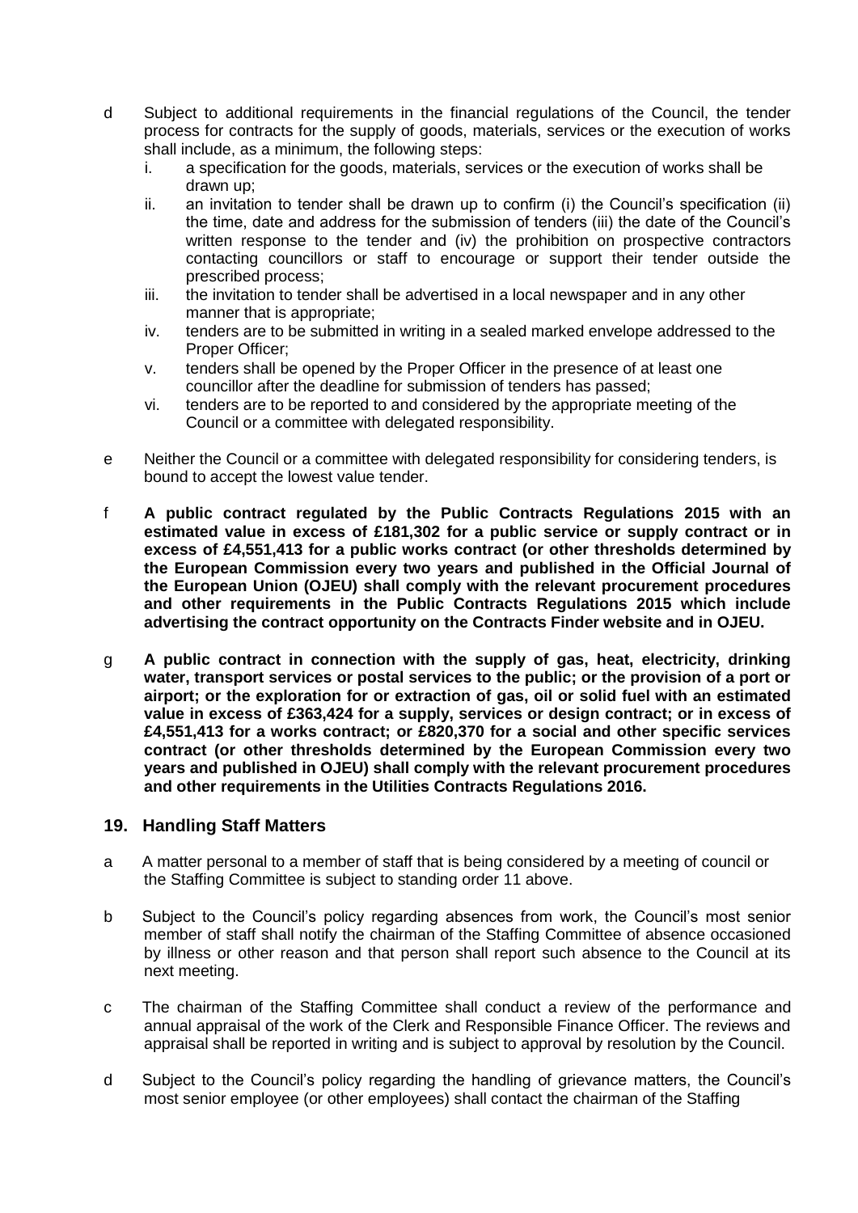d Subject to additional requirements in the financial regulations of the Council, the tender process for contracts for the supply of goods, materials, services or the execution of works shall include, as a minimum, the following steps:

   i. a specification for the goods, materials, services or the execution of works shall be drawn up;
   ii. an invitation to tender shall be drawn up to confirm (i) the Council's specification (ii) the time, date and address for the submission of tenders (iii) the date of the Council's written response to the tender and (iv) the prohibition on prospective contractors contacting councillors or staff to encourage or support their tender outside the prescribed process;
   iii. the invitation to tender shall be advertised in a local newspaper and in any other manner that is appropriate;
   iv. tenders are to be submitted in writing in a sealed marked envelope addressed to the Proper Officer;
   v. tenders shall be opened by the Proper Officer in the presence of at least one councillor after the deadline for submission of tenders has passed;
   vi. tenders are to be reported to and considered by the appropriate meeting of the Council or a committee with delegated responsibility.

e Neither the Council or a committee with delegated responsibility for considering tenders, is bound to accept the lowest value tender.

f **A public contract regulated by the Public Contracts Regulations 2015 with an estimated value in excess of £181,302 for a public service or supply contract or in excess of £4,551,413 for a public works contract (or other thresholds determined by the European Commission every two years and published in the Official Journal of the European Union (OJEU) shall comply with the relevant procurement procedures and other requirements in the Public Contracts Regulations 2015 which include advertising the contract opportunity on the Contracts Finder website and in OJEU.**

g **A public contract in connection with the supply of gas, heat, electricity, drinking water, transport services or postal services to the public; or the provision of a port or airport; or the exploration for or extraction of gas, oil or solid fuel with an estimated value in excess of £363,424 for a supply, services or design contract; or in excess of £4,551,413 for a works contract; or £820,370 for a social and other specific services contract (or other thresholds determined by the European Commission every two years and published in OJEU) shall comply with the relevant procurement procedures and other requirements in the Utilities Contracts Regulations 2016.**

## 19. Handling Staff Matters

a A matter personal to a member of staff that is being considered by a meeting of council or the Staffing Committee is subject to standing order 11 above.

b Subject to the Council's policy regarding absences from work, the Council's most senior member of staff shall notify the chairman of the Staffing Committee of absence occasioned by illness or other reason and that person shall report such absence to the Council at its next meeting.

c The chairman of the Staffing Committee shall conduct a review of the performance and annual appraisal of the work of the Clerk and Responsible Finance Officer. The reviews and appraisal shall be reported in writing and is subject to approval by resolution by the Council.

d Subject to the Council's policy regarding the handling of grievance matters, the Council's most senior employee (or other employees) shall contact the chairman of the Staffing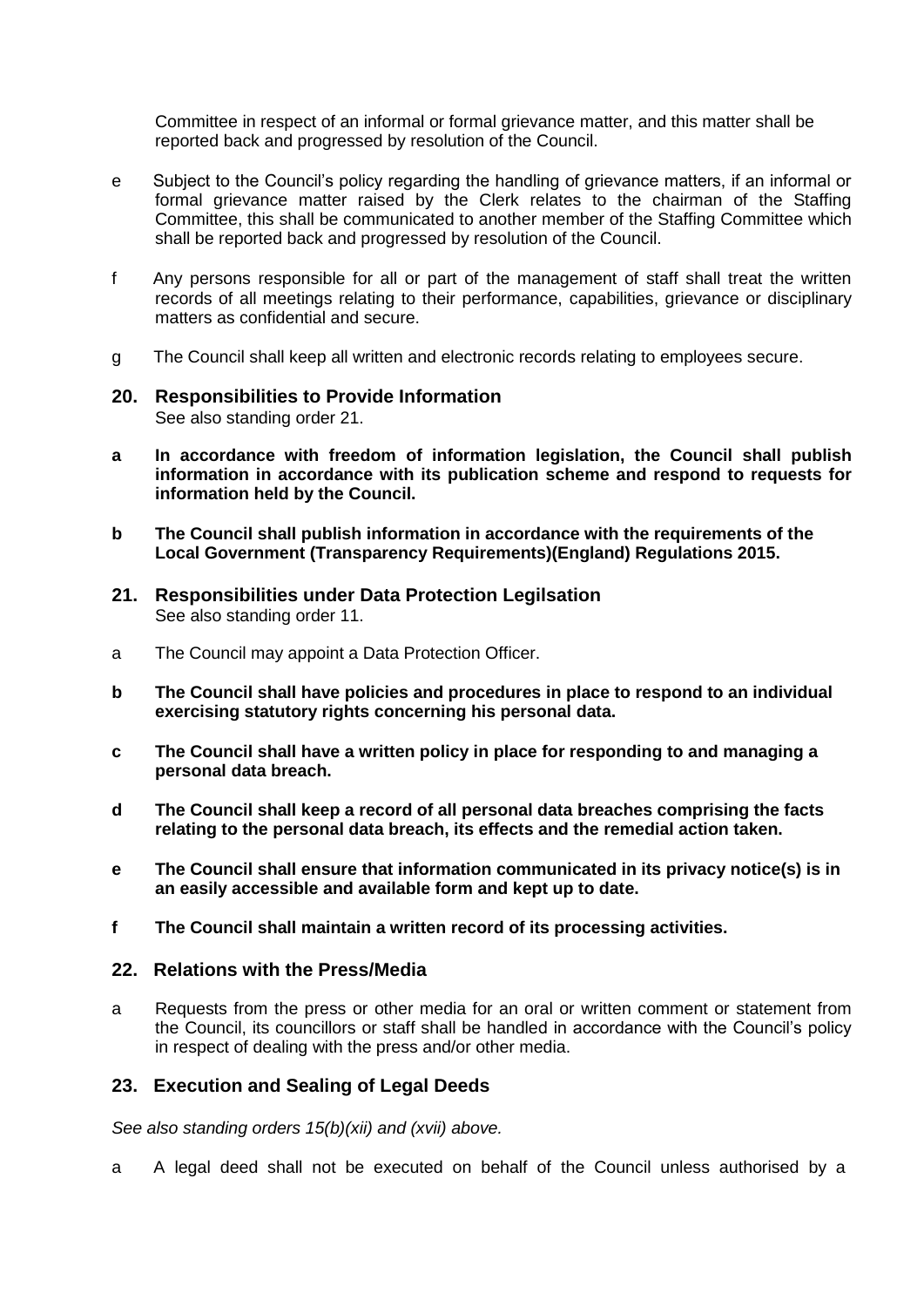Committee in respect of an informal or formal grievance matter, and this matter shall be reported back and progressed by resolution of the Council.

e Subject to the Council's policy regarding the handling of grievance matters, if an informal or formal grievance matter raised by the Clerk relates to the chairman of the Staffing Committee, this shall be communicated to another member of the Staffing Committee which shall be reported back and progressed by resolution of the Council.

f Any persons responsible for all or part of the management of staff shall treat the written records of all meetings relating to their performance, capabilities, grievance or disciplinary matters as confidential and secure.

g The Council shall keep all written and electronic records relating to employees secure.

## 20. Responsibilities to Provide Information

See also standing order 21.

**a In accordance with freedom of information legislation, the Council shall publish information in accordance with its publication scheme and respond to requests for information held by the Council.**

**b The Council shall publish information in accordance with the requirements of the Local Government (Transparency Requirements)(England) Regulations 2015.**

## 21. Responsibilities under Data Protection Legilsation

See also standing order 11.

a The Council may appoint a Data Protection Officer.

**b The Council shall have policies and procedures in place to respond to an individual exercising statutory rights concerning his personal data.**

**c The Council shall have a written policy in place for responding to and managing a personal data breach.**

**d The Council shall keep a record of all personal data breaches comprising the facts relating to the personal data breach, its effects and the remedial action taken.**

**e The Council shall ensure that information communicated in its privacy notice(s) is in an easily accessible and available form and kept up to date.**

**f The Council shall maintain a written record of its processing activities.**

## 22. Relations with the Press/Media

a Requests from the press or other media for an oral or written comment or statement from the Council, its councillors or staff shall be handled in accordance with the Council's policy in respect of dealing with the press and/or other media.

## 23. Execution and Sealing of Legal Deeds

*See also standing orders 15(b)(xii) and (xvii) above.*

a A legal deed shall not be executed on behalf of the Council unless authorised by a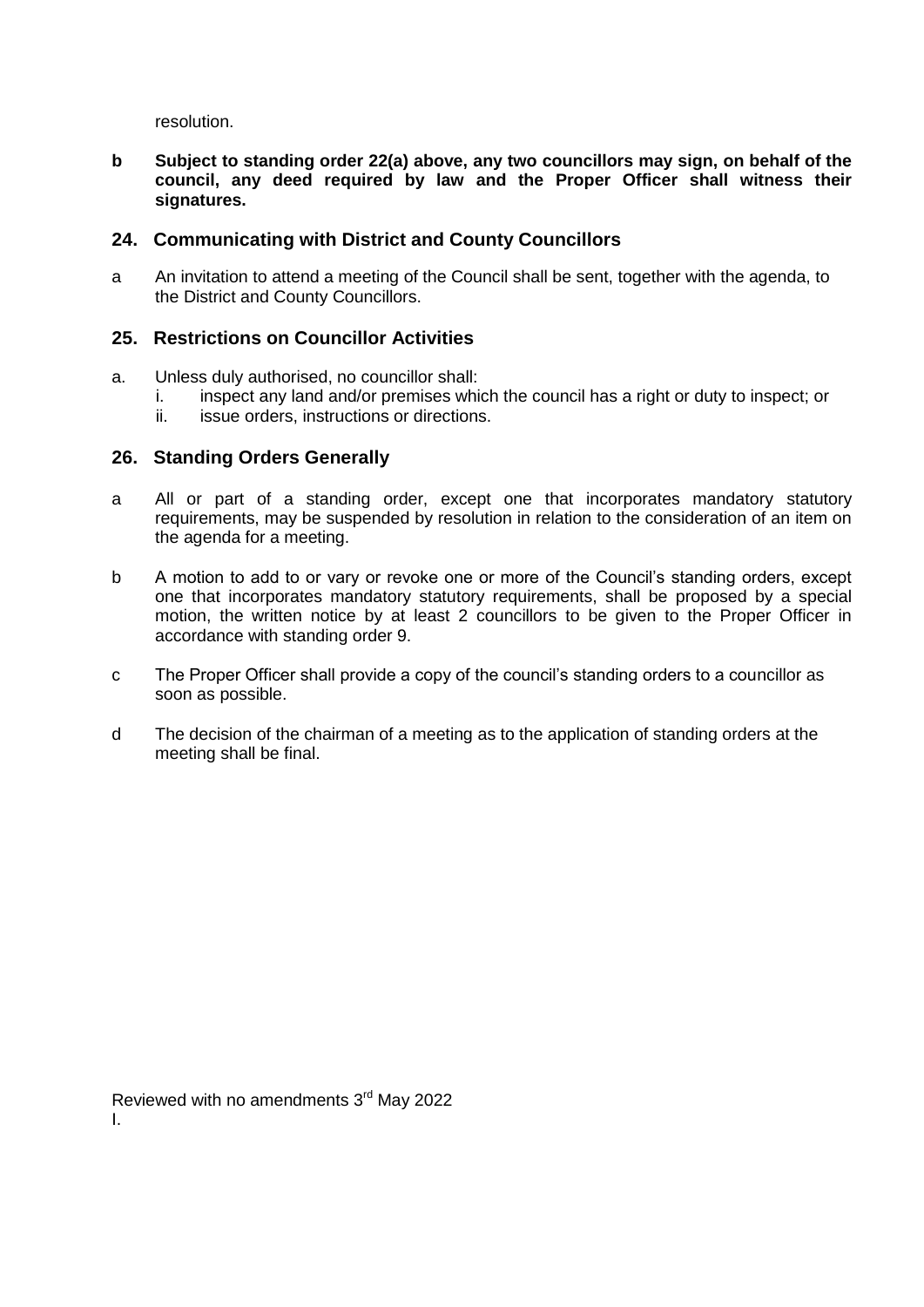resolution.

**b Subject to standing order 22(a) above, any two councillors may sign, on behalf of the council, any deed required by law and the Proper Officer shall witness their signatures.**

## 24. Communicating with District and County Councillors

a An invitation to attend a meeting of the Council shall be sent, together with the agenda, to the District and County Councillors.

## 25. Restrictions on Councillor Activities

a. Unless duly authorised, no councillor shall:
   i. inspect any land and/or premises which the council has a right or duty to inspect; or
   ii. issue orders, instructions or directions.

## 26. Standing Orders Generally

a All or part of a standing order, except one that incorporates mandatory statutory requirements, may be suspended by resolution in relation to the consideration of an item on the agenda for a meeting.

b A motion to add to or vary or revoke one or more of the Council's standing orders, except one that incorporates mandatory statutory requirements, shall be proposed by a special motion, the written notice by at least 2 councillors to be given to the Proper Officer in accordance with standing order 9.

c The Proper Officer shall provide a copy of the council's standing orders to a councillor as soon as possible.

d The decision of the chairman of a meeting as to the application of standing orders at the meeting shall be final.

Reviewed with no amendments 3rd May 2022

I.